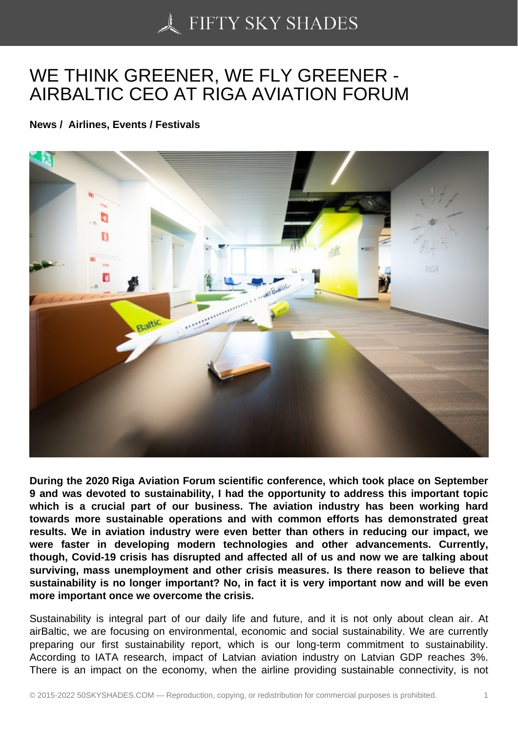# WE THINK GREENER, WE FLY GREENER - AIRBALTIC CEO AT RIGA AVIATION FORUM

**News / Airlines, Events / Festivals**

**During the 2020 Riga Aviation Forum scientific conference, which took place on September 9 and was devoted to sustainability, I had the opportunity to address this important topic which is a crucial part of our business. The aviation industry has been working hard towards more sustainable operations and with common efforts has demonstrated great results. We in aviation industry were even better than others in reducing our impact, we were faster in developing modern technologies and other advancements. Currently, though, Covid-19 crisis has disrupted and affected all of us and now we are talking about surviving, mass unemployment and other crisis measures. Is there reason to believe that sustainability is no longer important? No, in fact it is very important now and will be even more important once we overcome the crisis.**

Sustainability is integral part of our daily life and future, and it is not only about clean air. At airBaltic, we are focusing on environmental, economic and social sustainability. We are currently preparing our first sustainability report, which is our long-term commitment to sustainability. According to IATA research, impact of Latvian aviation industry on Latvian GDP reaches 3%. There is an impact on the economy, when the airline providing sustainable connectivity, is not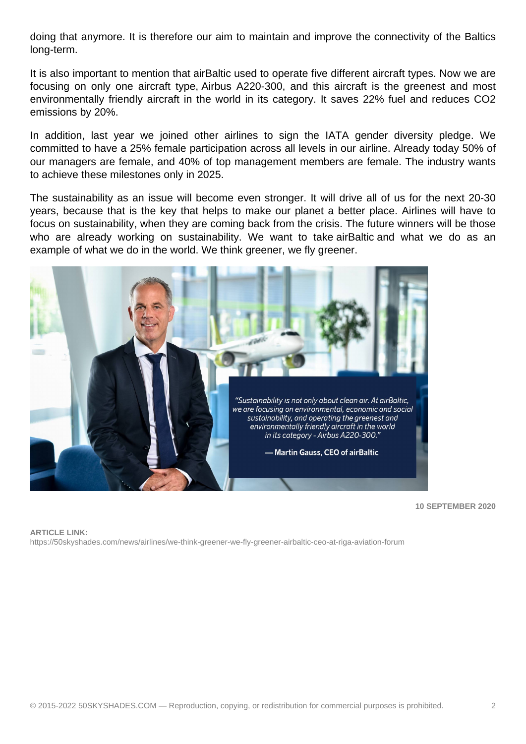doing that anymore. It is therefore our aim to maintain and improve the connectivity of the Baltics long-term.

It is also important to mention that airBaltic used to operate five different aircraft types. Now we are focusing on only one aircraft type, Airbus A220-300, and this aircraft is the greenest and most environmentally friendly aircraft in the world in its category. It saves 22% fuel and reduces $CO_2$ emissions by 20%.

In addition, last year we joined other airlines to sign the IATA gender diversity pledge. We committed to have a 25% female participation across all levels in our airline. Already today 50% of our managers are female, and 40% of top management members are female. The industry wants to achieve these milestones only in 2025.

The sustainability as an issue will become even stronger. It will drive all of us for the next 20-30 years, because that is the key that helps to make our planet a better place. Airlines will have to focus on sustainability, when they are coming back from the crisis. The future winners will be those who are already working on sustainability. We want to take airBaltic and what we do as an example of what we do in the world. We think greener, we fly greener.

*"Sustainability is not only about clean air. At airBaltic, we are focusing on environmental, economic and social sustainability, and operating the greenest and environmentally friendly aircraft in the world in its category - Airbus A220-300."*

**— Martin Gauss, CEO of airBaltic**

**10 SEPTEMBER 2020**

**ARTICLE LINK:**
https://50skyshades.com/news/airlines/we-think-greener-we-fly-greener-airbaltic-ceo-at-riga-aviation-forum

© 2015-2022 50SKYSHADES.COM — Reproduction, copying, or redistribution for commercial purposes is prohibited.